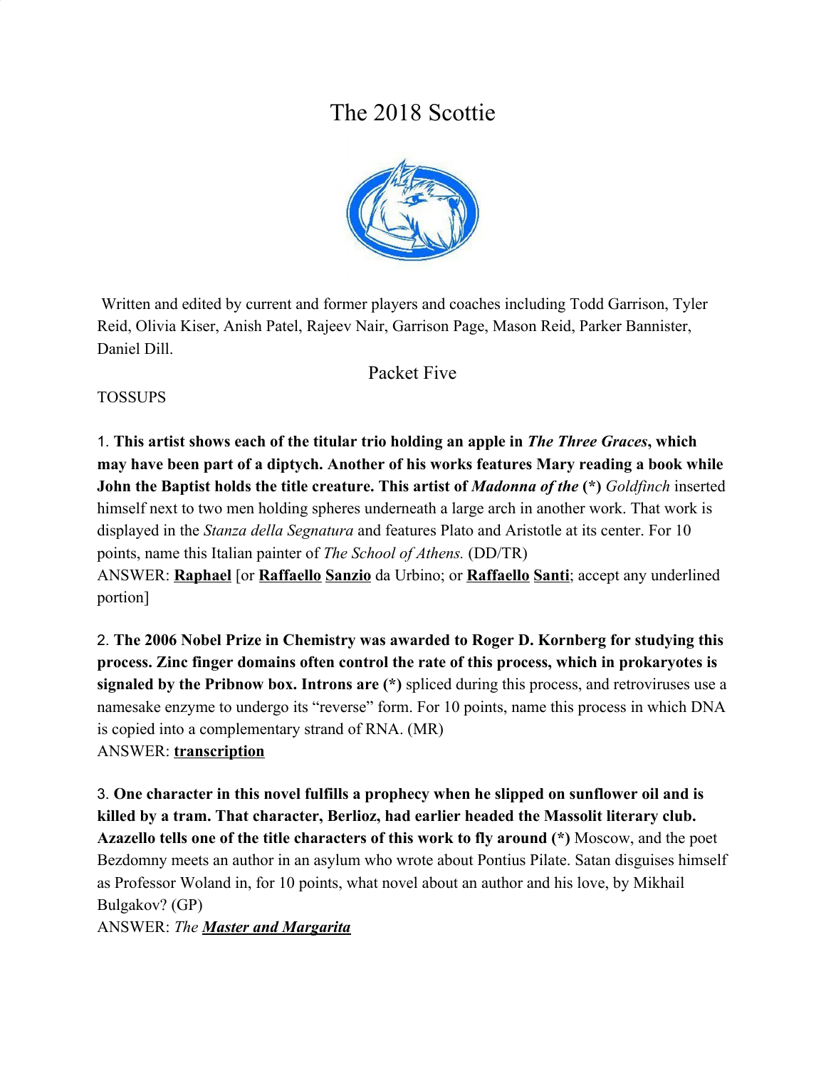# The 2018 Scottie

Written and edited by current and former players and coaches including Todd Garrison, Tyler Reid, Olivia Kiser, Anish Patel, Rajeev Nair, Garrison Page, Mason Reid, Parker Bannister, Daniel Dill.

## Packet Five

TOSSUPS

1. **This artist shows each of the titular trio holding an apple in *The Three Graces*, which may have been part of a diptych. Another of his works features Mary reading a book while John the Baptist holds the title creature. This artist of *Madonna of the* (*)** *Goldfinch* inserted himself next to two men holding spheres underneath a large arch in another work. That work is displayed in the *Stanza della Segnatura* and features Plato and Aristotle at its center. For 10 points, name this Italian painter of *The School of Athens.* (DD/TR)
ANSWER: **Raphael** [or **Raffaello Sanzio** da Urbino; or **Raffaello Santi**; accept any underlined portion]

2. **The 2006 Nobel Prize in Chemistry was awarded to Roger D. Kornberg for studying this process. Zinc finger domains often control the rate of this process, which in prokaryotes is signaled by the Pribnow box. Introns are (*)** spliced during this process, and retroviruses use a namesake enzyme to undergo its "reverse" form. For 10 points, name this process in which DNA is copied into a complementary strand of RNA. (MR)
ANSWER: **transcription**

3. **One character in this novel fulfills a prophecy when he slipped on sunflower oil and is killed by a tram. That character, Berlioz, had earlier headed the Massolit literary club. Azazello tells one of the title characters of this work to fly around (*)** Moscow, and the poet Bezdomny meets an author in an asylum who wrote about Pontius Pilate. Satan disguises himself as Professor Woland in, for 10 points, what novel about an author and his love, by Mikhail Bulgakov? (GP)
ANSWER: *The* ***Master and Margarita***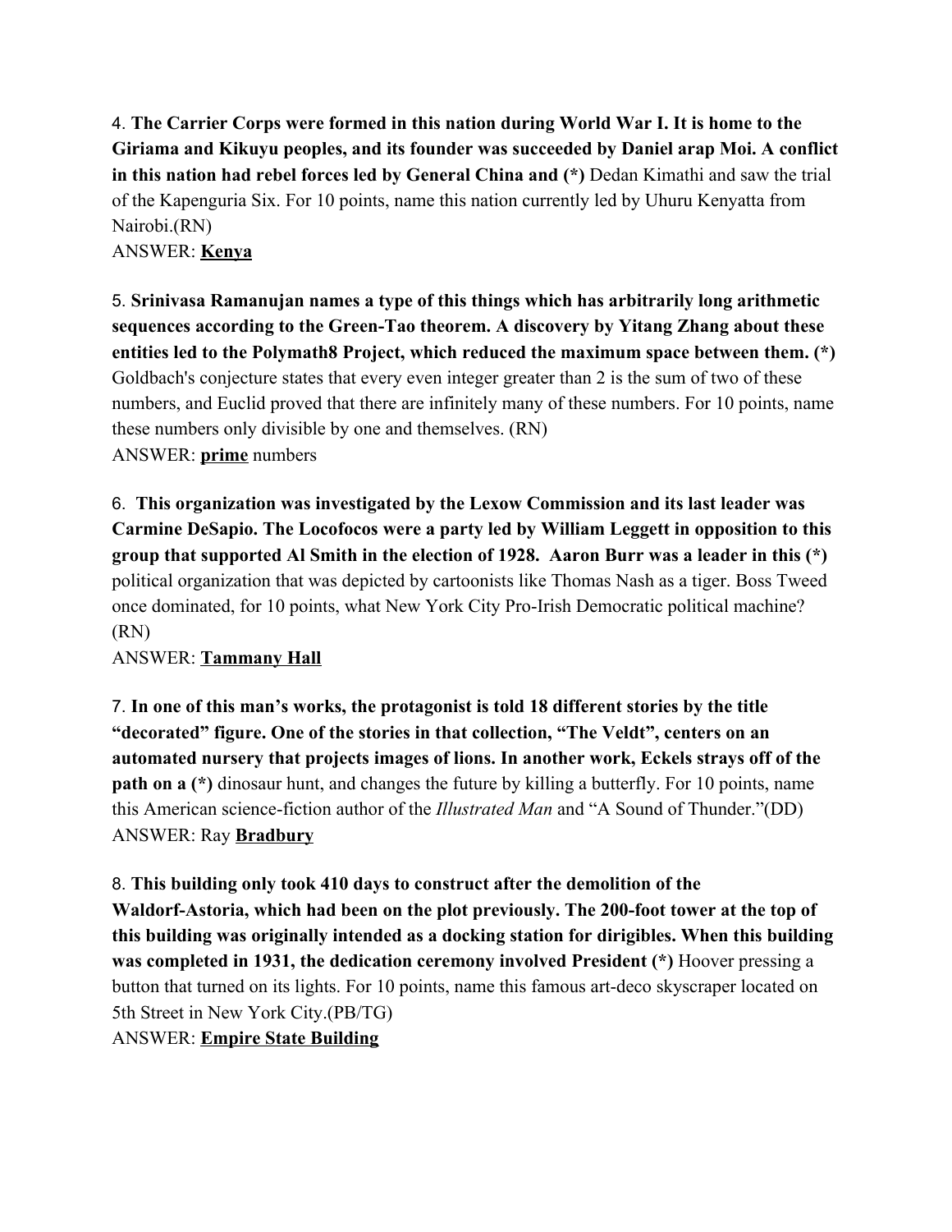4. **The Carrier Corps were formed in this nation during World War I. It is home to the Giriama and Kikuyu peoples, and its founder was succeeded by Daniel arap Moi. A conflict in this nation had rebel forces led by General China and (*)** Dedan Kimathi and saw the trial of the Kapenguria Six. For 10 points, name this nation currently led by Uhuru Kenyatta from Nairobi.(RN)
ANSWER: **Kenya**

5. **Srinivasa Ramanujan names a type of this things which has arbitrarily long arithmetic sequences according to the Green-Tao theorem. A discovery by Yitang Zhang about these entities led to the Polymath8 Project, which reduced the maximum space between them. (*)** Goldbach's conjecture states that every even integer greater than 2 is the sum of two of these numbers, and Euclid proved that there are infinitely many of these numbers. For 10 points, name these numbers only divisible by one and themselves. (RN)
ANSWER: **prime** numbers

6. **This organization was investigated by the Lexow Commission and its last leader was Carmine DeSapio. The Locofocos were a party led by William Leggett in opposition to this group that supported Al Smith in the election of 1928. Aaron Burr was a leader in this (*)** political organization that was depicted by cartoonists like Thomas Nash as a tiger. Boss Tweed once dominated, for 10 points, what New York City Pro-Irish Democratic political machine? (RN)
ANSWER: **Tammany Hall**

7. **In one of this man's works, the protagonist is told 18 different stories by the title "decorated" figure. One of the stories in that collection, "The Veldt", centers on an automated nursery that projects images of lions. In another work, Eckels strays off of the path on a (*)** dinosaur hunt, and changes the future by killing a butterfly. For 10 points, name this American science-fiction author of the *Illustrated Man* and "A Sound of Thunder."(DD)
ANSWER: Ray **Bradbury**

8. **This building only took 410 days to construct after the demolition of the Waldorf-Astoria, which had been on the plot previously. The 200-foot tower at the top of this building was originally intended as a docking station for dirigibles. When this building was completed in 1931, the dedication ceremony involved President (*)** Hoover pressing a button that turned on its lights. For 10 points, name this famous art-deco skyscraper located on 5th Street in New York City.(PB/TG)
ANSWER: **Empire State Building**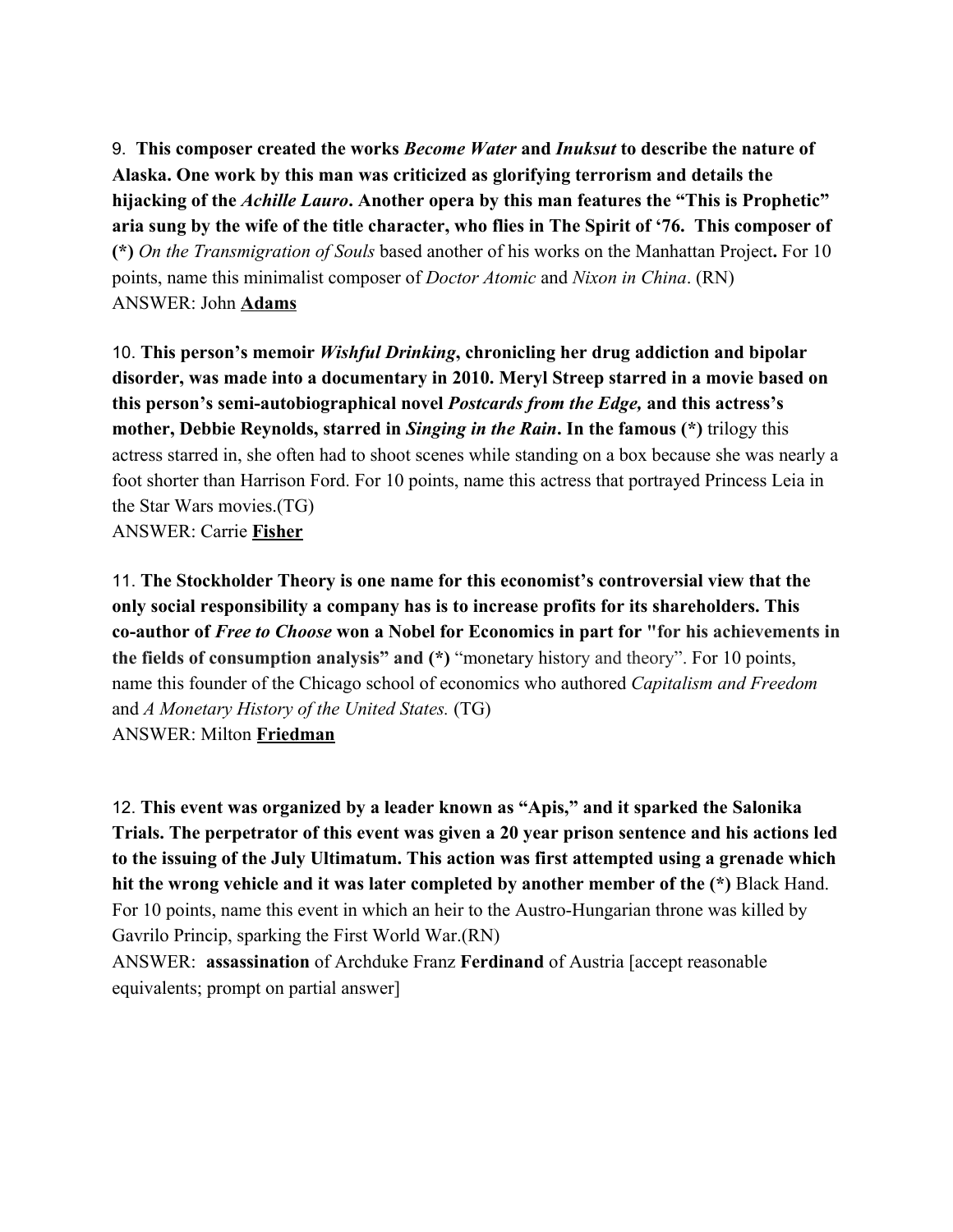9. **This composer created the works *Become Water* and *Inuksut* to describe the nature of Alaska. One work by this man was criticized as glorifying terrorism and details the hijacking of the *Achille Lauro*. Another opera by this man features the "This is Prophetic" aria sung by the wife of the title character, who flies in The Spirit of '76. This composer of (*)** *On the Transmigration of Souls* based another of his works on the Manhattan Project**.** For 10 points, name this minimalist composer of *Doctor Atomic* and *Nixon in China*. (RN)
ANSWER: John **<u>Adams</u>**

10. **This person's memoir *Wishful Drinking*, chronicling her drug addiction and bipolar disorder, was made into a documentary in 2010. Meryl Streep starred in a movie based on this person's semi-autobiographical novel *Postcards from the Edge,* and this actress's mother, Debbie Reynolds, starred in *Singing in the Rain*. In the famous (*)** trilogy this actress starred in, she often had to shoot scenes while standing on a box because she was nearly a foot shorter than Harrison Ford. For 10 points, name this actress that portrayed Princess Leia in the Star Wars movies.(TG)
ANSWER: Carrie **<u>Fisher</u>**

11. **The Stockholder Theory is one name for this economist's controversial view that the only social responsibility a company has is to increase profits for its shareholders. This co-author of *Free to Choose* won a Nobel for Economics in part for "for his achievements in the fields of consumption analysis" and (*)** "monetary history and theory". For 10 points, name this founder of the Chicago school of economics who authored *Capitalism and Freedom* and *A Monetary History of the United States.* (TG)
ANSWER: Milton **<u>Friedman</u>**

12. **This event was organized by a leader known as "Apis," and it sparked the Salonika Trials. The perpetrator of this event was given a 20 year prison sentence and his actions led to the issuing of the July Ultimatum. This action was first attempted using a grenade which hit the wrong vehicle and it was later completed by another member of the (*)** Black Hand. For 10 points, name this event in which an heir to the Austro-Hungarian throne was killed by Gavrilo Princip, sparking the First World War.(RN)
ANSWER: **assassination** of Archduke Franz **Ferdinand** of Austria [accept reasonable equivalents; prompt on partial answer]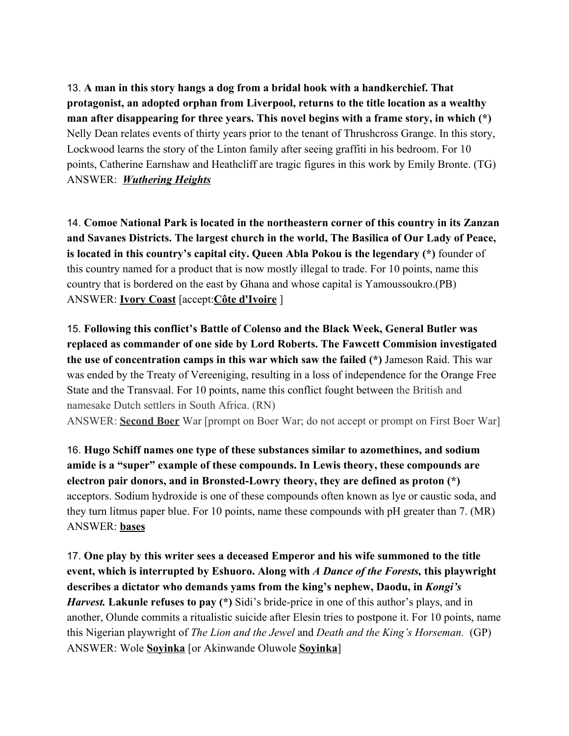13. **A man in this story hangs a dog from a bridal hook with a handkerchief. That protagonist, an adopted orphan from Liverpool, returns to the title location as a wealthy man after disappearing for three years. This novel begins with a frame story, in which (*)** Nelly Dean relates events of thirty years prior to the tenant of Thrushcross Grange. In this story, Lockwood learns the story of the Linton family after seeing graffiti in his bedroom. For 10 points, Catherine Earnshaw and Heathcliff are tragic figures in this work by Emily Bronte. (TG)
ANSWER: ***Wuthering Heights***

14. **Comoe National Park is located in the northeastern corner of this country in its Zanzan and Savanes Districts. The largest church in the world, The Basilica of Our Lady of Peace, is located in this country's capital city. Queen Abla Pokou is the legendary (*)** founder of this country named for a product that is now mostly illegal to trade. For 10 points, name this country that is bordered on the east by Ghana and whose capital is Yamoussoukro.(PB)
ANSWER: **Ivory Coast** [accept:**Côte d'Ivoire** ]

15. **Following this conflict's Battle of Colenso and the Black Week, General Butler was replaced as commander of one side by Lord Roberts. The Fawcett Commision investigated the use of concentration camps in this war which saw the failed (*)** Jameson Raid. This war was ended by the Treaty of Vereeniging, resulting in a loss of independence for the Orange Free State and the Transvaal. For 10 points, name this conflict fought between the British and namesake Dutch settlers in South Africa. (RN)
ANSWER: **Second Boer** War [prompt on Boer War; do not accept or prompt on First Boer War]

16. **Hugo Schiff names one type of these substances similar to azomethines, and sodium amide is a "super" example of these compounds. In Lewis theory, these compounds are electron pair donors, and in Bronsted-Lowry theory, they are defined as proton (*)** acceptors. Sodium hydroxide is one of these compounds often known as lye or caustic soda, and they turn litmus paper blue. For 10 points, name these compounds with pH greater than 7. (MR)
ANSWER: **bases**

17. **One play by this writer sees a deceased Emperor and his wife summoned to the title event, which is interrupted by Eshuoro. Along with *A Dance of the Forests,* this playwright describes a dictator who demands yams from the king's nephew, Daodu, in *Kongi's Harvest.* Lakunle refuses to pay (*)** Sidi's bride-price in one of this author's plays, and in another, Olunde commits a ritualistic suicide after Elesin tries to postpone it. For 10 points, name this Nigerian playwright of *The Lion and the Jewel* and *Death and the King's Horseman.* (GP)
ANSWER: Wole **Soyinka** [or Akinwande Oluwole **Soyinka**]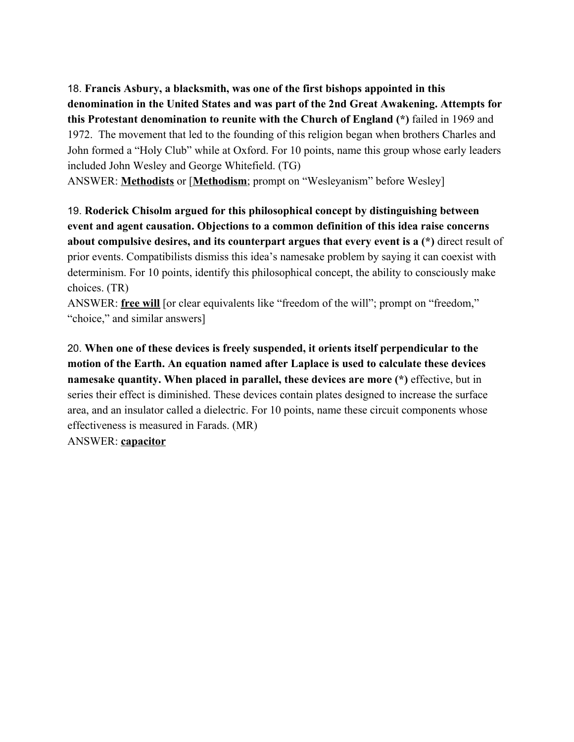18. **Francis Asbury, a blacksmith, was one of the first bishops appointed in this denomination in the United States and was part of the 2nd Great Awakening. Attempts for this Protestant denomination to reunite with the Church of England (*)** failed in 1969 and 1972. The movement that led to the founding of this religion began when brothers Charles and John formed a "Holy Club" while at Oxford. For 10 points, name this group whose early leaders included John Wesley and George Whitefield. (TG)
ANSWER: **<u>Methodists</u>** or [**<u>Methodism</u>**; prompt on "Wesleyanism" before Wesley]

19. **Roderick Chisolm argued for this philosophical concept by distinguishing between event and agent causation. Objections to a common definition of this idea raise concerns about compulsive desires, and its counterpart argues that every event is a (*)** direct result of prior events. Compatibilists dismiss this idea's namesake problem by saying it can coexist with determinism. For 10 points, identify this philosophical concept, the ability to consciously make choices. (TR)
ANSWER: **<u>free will</u>** [or clear equivalents like "freedom of the will"; prompt on "freedom," "choice," and similar answers]

20. **When one of these devices is freely suspended, it orients itself perpendicular to the motion of the Earth. An equation named after Laplace is used to calculate these devices namesake quantity. When placed in parallel, these devices are more (*)** effective, but in series their effect is diminished. These devices contain plates designed to increase the surface area, and an insulator called a dielectric. For 10 points, name these circuit components whose effectiveness is measured in Farads. (MR)
ANSWER: **<u>capacitor</u>**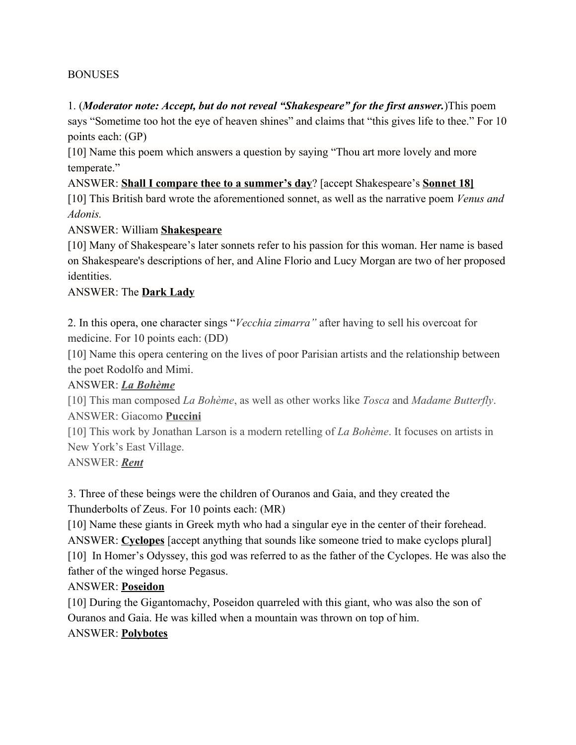BONUSES

1. (***Moderator note: Accept, but do not reveal "Shakespeare" for the first answer.***)This poem says "Sometime too hot the eye of heaven shines" and claims that "this gives life to thee." For 10 points each: (GP)

[10] Name this poem which answers a question by saying "Thou art more lovely and more temperate."

ANSWER: **Shall I compare thee to a summer's day**? [accept Shakespeare's **Sonnet 18]**

[10] This British bard wrote the aforementioned sonnet, as well as the narrative poem *Venus and Adonis.*

ANSWER: William **Shakespeare**

[10] Many of Shakespeare's later sonnets refer to his passion for this woman. Her name is based on Shakespeare's descriptions of her, and Aline Florio and Lucy Morgan are two of her proposed identities.

ANSWER: The **Dark Lady**

2. In this opera, one character sings "*Vecchia zimarra"* after having to sell his overcoat for medicine. For 10 points each: (DD)

[10] Name this opera centering on the lives of poor Parisian artists and the relationship between the poet Rodolfo and Mimi.

ANSWER: ***La Bohème***

[10] This man composed *La Bohème*, as well as other works like *Tosca* and *Madame Butterfly*.

ANSWER: Giacomo **Puccini**

[10] This work by Jonathan Larson is a modern retelling of *La Bohème*. It focuses on artists in New York's East Village.

ANSWER: ***Rent***

3. Three of these beings were the children of Ouranos and Gaia, and they created the Thunderbolts of Zeus. For 10 points each: (MR)

[10] Name these giants in Greek myth who had a singular eye in the center of their forehead.

ANSWER: **Cyclopes** [accept anything that sounds like someone tried to make cyclops plural]

[10] In Homer's Odyssey, this god was referred to as the father of the Cyclopes. He was also the father of the winged horse Pegasus.

ANSWER: **Poseidon**

[10] During the Gigantomachy, Poseidon quarreled with this giant, who was also the son of Ouranos and Gaia. He was killed when a mountain was thrown on top of him.

ANSWER: **Polybotes**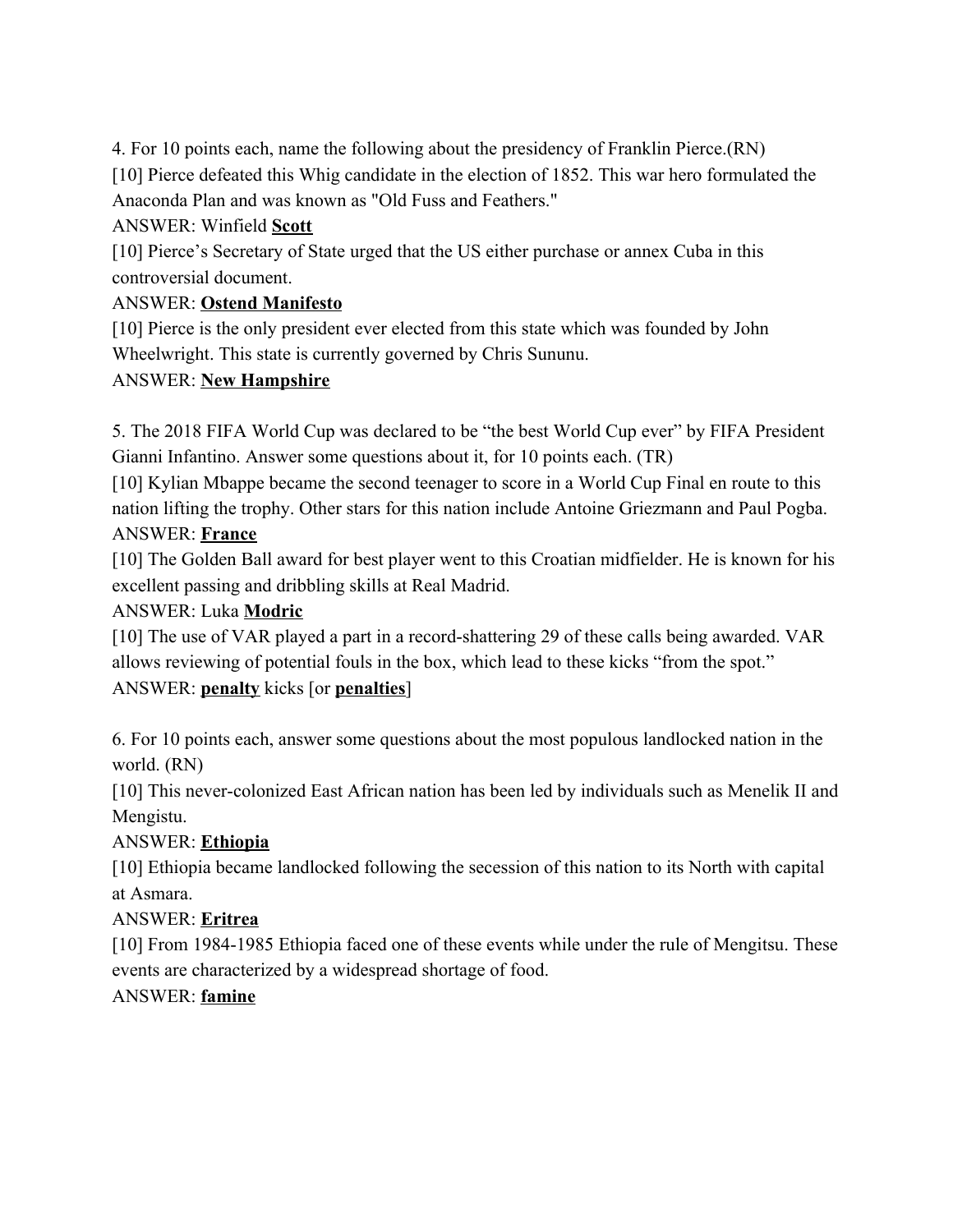4. For 10 points each, name the following about the presidency of Franklin Pierce.(RN)

[10] Pierce defeated this Whig candidate in the election of 1852. This war hero formulated the Anaconda Plan and was known as "Old Fuss and Feathers."

ANSWER: Winfield **Scott**

[10] Pierce's Secretary of State urged that the US either purchase or annex Cuba in this controversial document.

ANSWER: **Ostend Manifesto**

[10] Pierce is the only president ever elected from this state which was founded by John Wheelwright. This state is currently governed by Chris Sununu.

ANSWER: **New Hampshire**

5. The 2018 FIFA World Cup was declared to be "the best World Cup ever" by FIFA President Gianni Infantino. Answer some questions about it, for 10 points each. (TR)

[10] Kylian Mbappe became the second teenager to score in a World Cup Final en route to this nation lifting the trophy. Other stars for this nation include Antoine Griezmann and Paul Pogba.

ANSWER: **France**

[10] The Golden Ball award for best player went to this Croatian midfielder. He is known for his excellent passing and dribbling skills at Real Madrid.

ANSWER: Luka **Modric**

[10] The use of VAR played a part in a record-shattering 29 of these calls being awarded. VAR allows reviewing of potential fouls in the box, which lead to these kicks "from the spot."

ANSWER: **penalty** kicks [or **penalties**]

6. For 10 points each, answer some questions about the most populous landlocked nation in the world. (RN)

[10] This never-colonized East African nation has been led by individuals such as Menelik II and Mengistu.

ANSWER: **Ethiopia**

[10] Ethiopia became landlocked following the secession of this nation to its North with capital at Asmara.

ANSWER: **Eritrea**

[10] From 1984-1985 Ethiopia faced one of these events while under the rule of Mengitsu. These events are characterized by a widespread shortage of food.

ANSWER: **famine**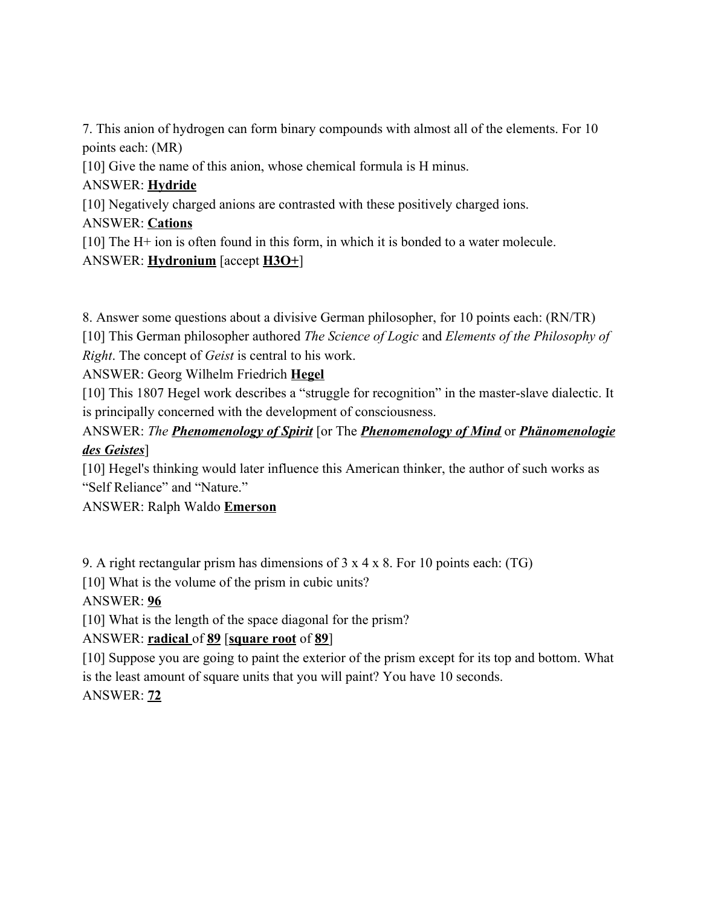7. This anion of hydrogen can form binary compounds with almost all of the elements. For 10 points each: (MR)

[10] Give the name of this anion, whose chemical formula is H minus.

ANSWER: **<u>Hydride</u>**

[10] Negatively charged anions are contrasted with these positively charged ions.

ANSWER: **<u>Cations</u>**

[10] The H+ ion is often found in this form, in which it is bonded to a water molecule.

ANSWER: **<u>Hydronium</u>** [accept **<u>H3O+</u>**]

8. Answer some questions about a divisive German philosopher, for 10 points each: (RN/TR)

[10] This German philosopher authored *The Science of Logic* and *Elements of the Philosophy of Right*. The concept of *Geist* is central to his work.

ANSWER: Georg Wilhelm Friedrich **<u>Hegel</u>**

[10] This 1807 Hegel work describes a "struggle for recognition" in the master-slave dialectic. It is principally concerned with the development of consciousness.

ANSWER: *The **<u>Phenomenology of Spirit</u>*** [or The ***<u>Phenomenology of Mind</u>*** or ***<u>Phänomenologie des Geistes</u>***]

[10] Hegel's thinking would later influence this American thinker, the author of such works as "Self Reliance" and "Nature."

ANSWER: Ralph Waldo **<u>Emerson</u>**

9. A right rectangular prism has dimensions of 3 x 4 x 8. For 10 points each: (TG)

[10] What is the volume of the prism in cubic units?

ANSWER: **<u>96</u>**

[10] What is the length of the space diagonal for the prism?

ANSWER: **<u>radical</u>** of **<u>89</u>** [**<u>square root</u>** of **<u>89</u>**]

[10] Suppose you are going to paint the exterior of the prism except for its top and bottom. What is the least amount of square units that you will paint? You have 10 seconds.

ANSWER: **<u>72</u>**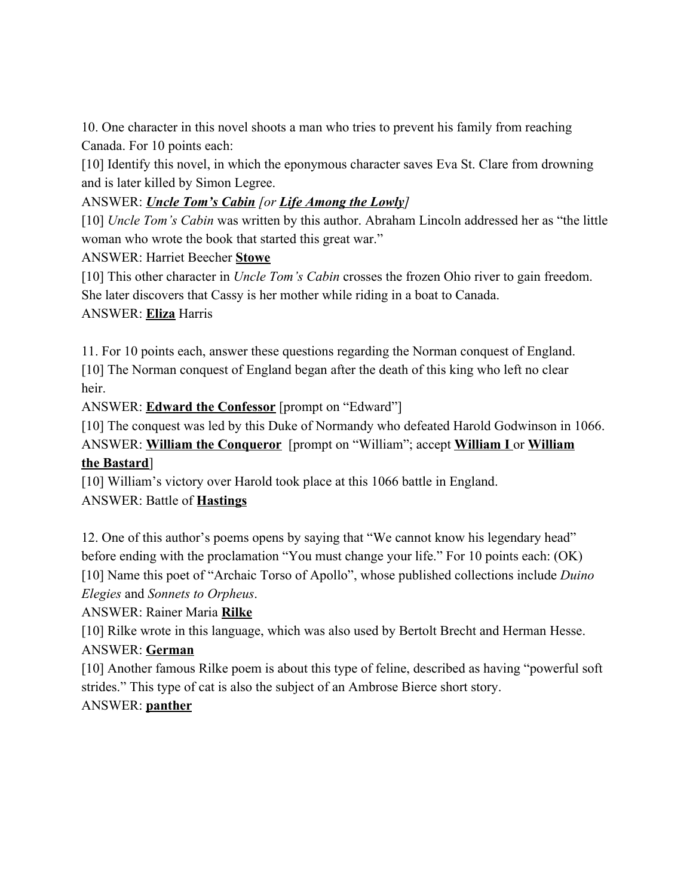10. One character in this novel shoots a man who tries to prevent his family from reaching Canada. For 10 points each:

[10] Identify this novel, in which the eponymous character saves Eva St. Clare from drowning and is later killed by Simon Legree.

ANSWER: ***Uncle Tom's Cabin*** *[or* ***Life Among the Lowly****]*

[10] *Uncle Tom's Cabin* was written by this author. Abraham Lincoln addressed her as "the little woman who wrote the book that started this great war."

ANSWER: Harriet Beecher **Stowe**

[10] This other character in *Uncle Tom's Cabin* crosses the frozen Ohio river to gain freedom. She later discovers that Cassy is her mother while riding in a boat to Canada.

ANSWER: **Eliza** Harris

11. For 10 points each, answer these questions regarding the Norman conquest of England.

[10] The Norman conquest of England began after the death of this king who left no clear heir.

ANSWER: **Edward the Confessor** [prompt on "Edward"]

[10] The conquest was led by this Duke of Normandy who defeated Harold Godwinson in 1066.

ANSWER: **William the Conqueror** [prompt on "William"; accept **William I** or **William the Bastard**]

[10] William's victory over Harold took place at this 1066 battle in England.

ANSWER: Battle of **Hastings**

12. One of this author's poems opens by saying that "We cannot know his legendary head" before ending with the proclamation "You must change your life." For 10 points each: (OK)

[10] Name this poet of "Archaic Torso of Apollo", whose published collections include *Duino Elegies* and *Sonnets to Orpheus*.

ANSWER: Rainer Maria **Rilke**

[10] Rilke wrote in this language, which was also used by Bertolt Brecht and Herman Hesse.

ANSWER: **German**

[10] Another famous Rilke poem is about this type of feline, described as having "powerful soft strides." This type of cat is also the subject of an Ambrose Bierce short story.

ANSWER: **panther**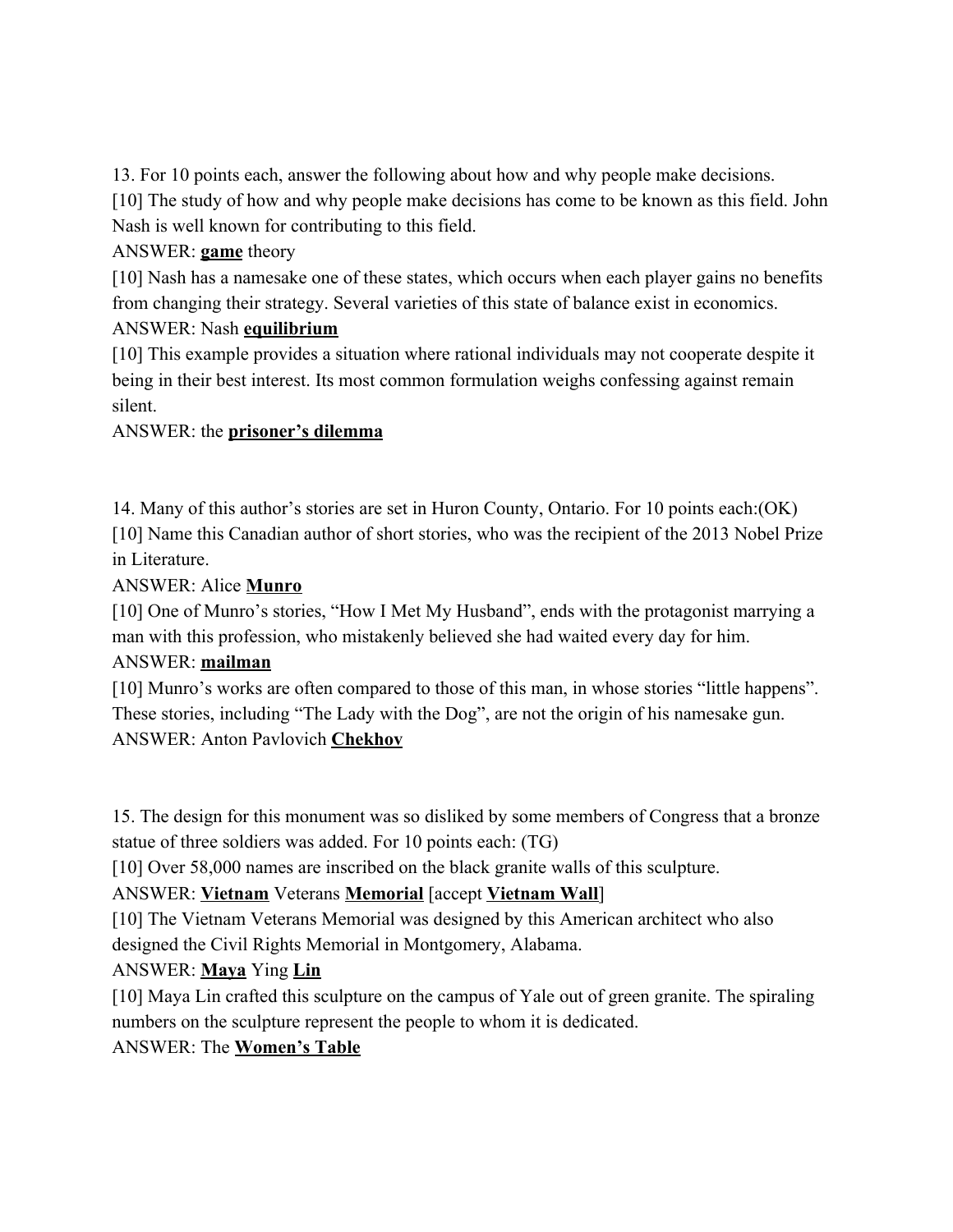13. For 10 points each, answer the following about how and why people make decisions.

[10] The study of how and why people make decisions has come to be known as this field. John Nash is well known for contributing to this field.

ANSWER: **<u>game</u>** theory

[10] Nash has a namesake one of these states, which occurs when each player gains no benefits from changing their strategy. Several varieties of this state of balance exist in economics.

ANSWER: Nash **<u>equilibrium</u>**

[10] This example provides a situation where rational individuals may not cooperate despite it being in their best interest. Its most common formulation weighs confessing against remain silent.

ANSWER: the **<u>prisoner's dilemma</u>**

14. Many of this author's stories are set in Huron County, Ontario. For 10 points each:(OK)

[10] Name this Canadian author of short stories, who was the recipient of the 2013 Nobel Prize in Literature.

ANSWER: Alice **<u>Munro</u>**

[10] One of Munro's stories, "How I Met My Husband", ends with the protagonist marrying a man with this profession, who mistakenly believed she had waited every day for him.

ANSWER: **<u>mailman</u>**

[10] Munro's works are often compared to those of this man, in whose stories "little happens". These stories, including "The Lady with the Dog", are not the origin of his namesake gun.

ANSWER: Anton Pavlovich **<u>Chekhov</u>**

15. The design for this monument was so disliked by some members of Congress that a bronze statue of three soldiers was added. For 10 points each: (TG)

[10] Over 58,000 names are inscribed on the black granite walls of this sculpture.

ANSWER: **<u>Vietnam</u>** Veterans **<u>Memorial</u>** [accept **<u>Vietnam Wall</u>**]

[10] The Vietnam Veterans Memorial was designed by this American architect who also designed the Civil Rights Memorial in Montgomery, Alabama.

ANSWER: **<u>Maya</u>** Ying **<u>Lin</u>**

[10] Maya Lin crafted this sculpture on the campus of Yale out of green granite. The spiraling numbers on the sculpture represent the people to whom it is dedicated.

ANSWER: The **<u>Women's Table</u>**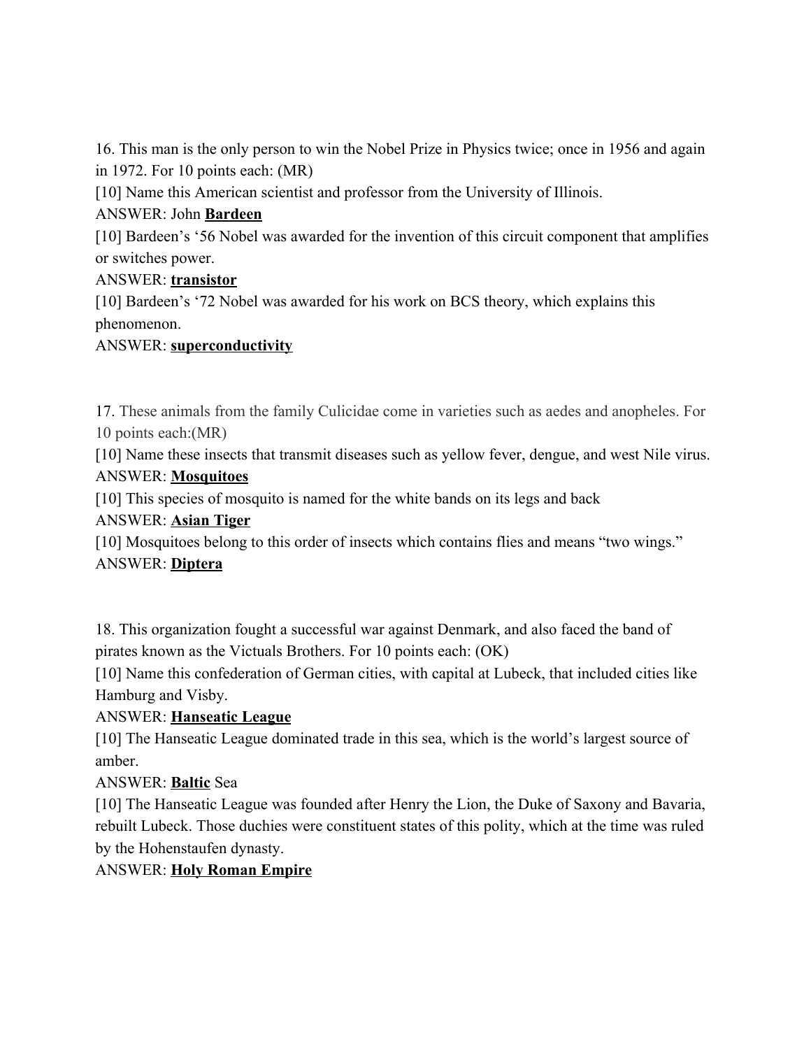16. This man is the only person to win the Nobel Prize in Physics twice; once in 1956 and again in 1972. For 10 points each: (MR)

[10] Name this American scientist and professor from the University of Illinois.

ANSWER: John **Bardeen**

[10] Bardeen's '56 Nobel was awarded for the invention of this circuit component that amplifies or switches power.

ANSWER: **transistor**

[10] Bardeen's '72 Nobel was awarded for his work on BCS theory, which explains this phenomenon.

ANSWER: **superconductivity**

17. These animals from the family Culicidae come in varieties such as aedes and anopheles. For 10 points each:(MR)

[10] Name these insects that transmit diseases such as yellow fever, dengue, and west Nile virus.

ANSWER: **Mosquitoes**

[10] This species of mosquito is named for the white bands on its legs and back

ANSWER: **Asian Tiger**

[10] Mosquitoes belong to this order of insects which contains flies and means "two wings."

ANSWER: **Diptera**

18. This organization fought a successful war against Denmark, and also faced the band of pirates known as the Victuals Brothers. For 10 points each: (OK)

[10] Name this confederation of German cities, with capital at Lubeck, that included cities like Hamburg and Visby.

ANSWER: **Hanseatic League**

[10] The Hanseatic League dominated trade in this sea, which is the world's largest source of amber.

ANSWER: **Baltic** Sea

[10] The Hanseatic League was founded after Henry the Lion, the Duke of Saxony and Bavaria, rebuilt Lubeck. Those duchies were constituent states of this polity, which at the time was ruled by the Hohenstaufen dynasty.

ANSWER: **Holy Roman Empire**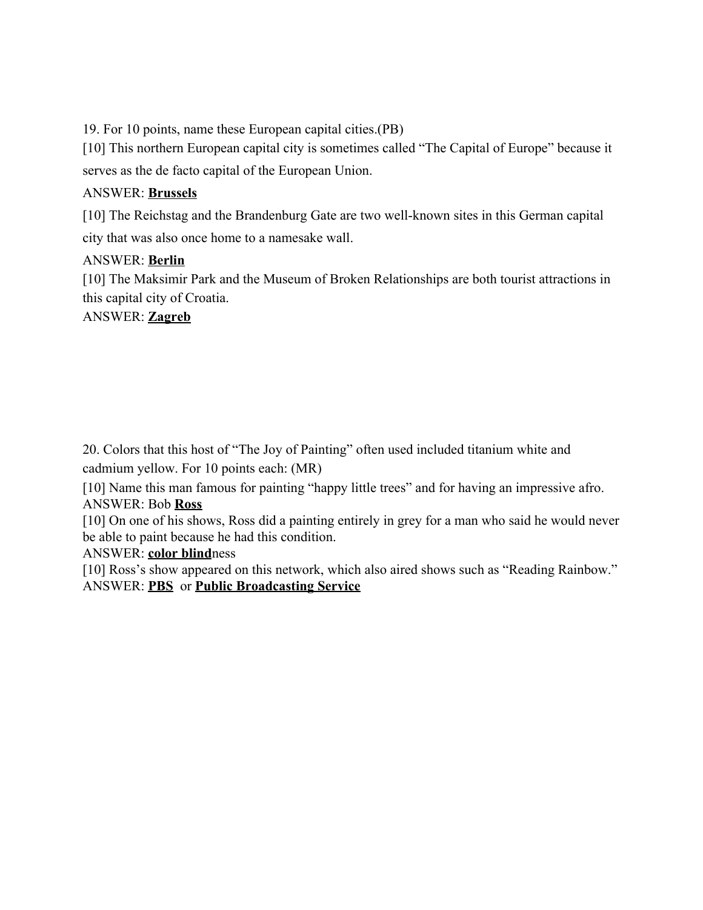19. For 10 points, name these European capital cities.(PB)

[10] This northern European capital city is sometimes called "The Capital of Europe" because it serves as the de facto capital of the European Union.

ANSWER: **Brussels**

[10] The Reichstag and the Brandenburg Gate are two well-known sites in this German capital city that was also once home to a namesake wall.

ANSWER: **Berlin**

[10] The Maksimir Park and the Museum of Broken Relationships are both tourist attractions in this capital city of Croatia.

ANSWER: **Zagreb**

20. Colors that this host of "The Joy of Painting" often used included titanium white and cadmium yellow. For 10 points each: (MR)

[10] Name this man famous for painting "happy little trees" and for having an impressive afro.

ANSWER: Bob **Ross**

[10] On one of his shows, Ross did a painting entirely in grey for a man who said he would never be able to paint because he had this condition.

ANSWER: **color blind**ness

[10] Ross's show appeared on this network, which also aired shows such as "Reading Rainbow."

ANSWER: **PBS** or **Public Broadcasting Service**